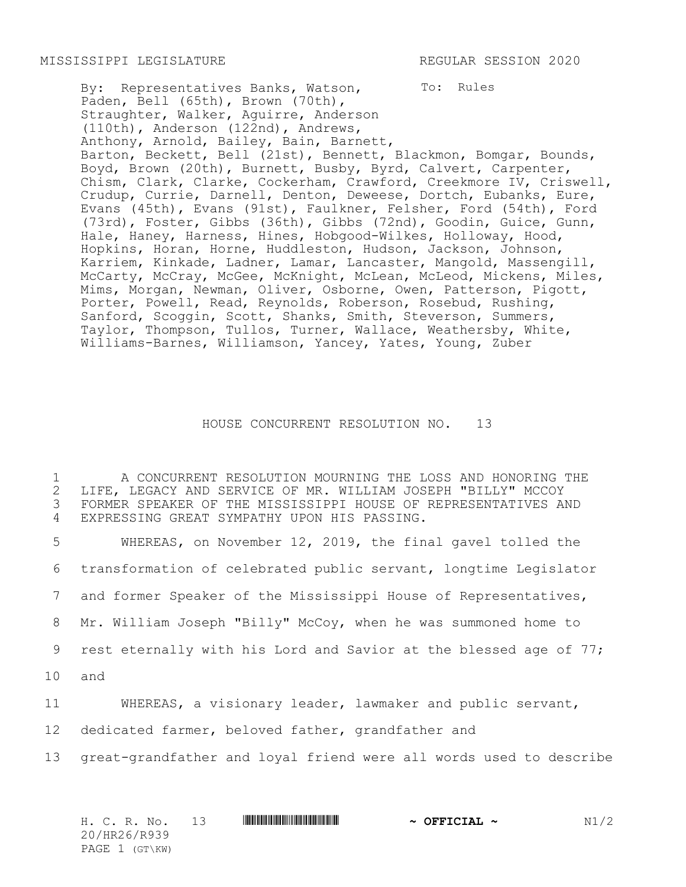MISSISSIPPI LEGISLATURE REGULAR SESSION 2020

By: Representatives Banks, Watson, Paden, Bell (65th), Brown (70th), Straughter, Walker, Aguirre, Anderson (110th), Anderson (122nd), Andrews, Anthony, Arnold, Bailey, Bain, Barnett, Barton, Beckett, Bell (21st), Bennett, Blackmon, Bomgar, Bounds, Boyd, Brown (20th), Burnett, Busby, Byrd, Calvert, Carpenter, Chism, Clark, Clarke, Cockerham, Crawford, Creekmore IV, Criswell, Crudup, Currie, Darnell, Denton, Deweese, Dortch, Eubanks, Eure, Evans (45th), Evans (91st), Faulkner, Felsher, Ford (54th), Ford (73rd), Foster, Gibbs (36th), Gibbs (72nd), Goodin, Guice, Gunn, Hale, Haney, Harness, Hines, Hobgood-Wilkes, Holloway, Hood, Hopkins, Horan, Horne, Huddleston, Hudson, Jackson, Johnson, Karriem, Kinkade, Ladner, Lamar, Lancaster, Mangold, Massengill, McCarty, McCray, McGee, McKnight, McLean, McLeod, Mickens, Miles, Mims, Morgan, Newman, Oliver, Osborne, Owen, Patterson, Pigott, Porter, Powell, Read, Reynolds, Roberson, Rosebud, Rushing, Sanford, Scoggin, Scott, Shanks, Smith, Steverson, Summers, Taylor, Thompson, Tullos, Turner, Wallace, Weathersby, White, Williams-Barnes, Williamson, Yancey, Yates, Young, Zuber

To: Rules

# HOUSE CONCURRENT RESOLUTION NO. 13

1 A CONCURRENT RESOLUTION MOURNING THE LOSS AND HONORING THE
2 LIFE, LEGACY AND SERVICE OF MR. WILLIAM JOSEPH "BILLY" MCCOY
3 FORMER SPEAKER OF THE MISSISSIPPI HOUSE OF REPRESENTATIVES AND
4 EXPRESSING GREAT SYMPATHY UPON HIS PASSING.

5 WHEREAS, on November 12, 2019, the final gavel tolled the
6 transformation of celebrated public servant, longtime Legislator
7 and former Speaker of the Mississippi House of Representatives,
8 Mr. William Joseph "Billy" McCoy, when he was summoned home to
9 rest eternally with his Lord and Savior at the blessed age of 77;
10 and

11 WHEREAS, a visionary leader, lawmaker and public servant,
12 dedicated farmer, beloved father, grandfather and
13 great-grandfather and loyal friend were all words used to describe

H. C. R. No. 13 ~ OFFICIAL ~ N1/2
20/HR26/R939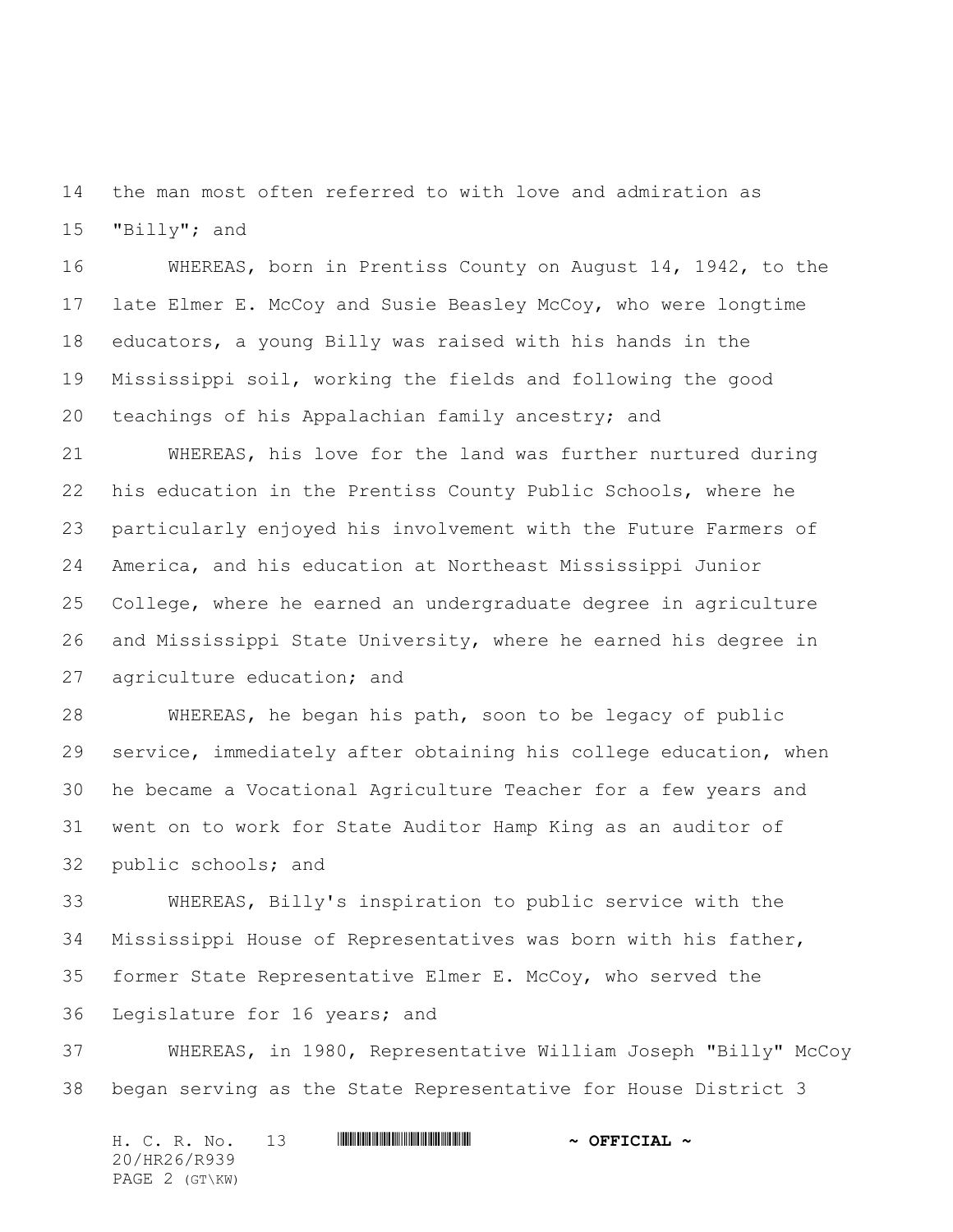the man most often referred to with love and admiration as "Billy"; and

WHEREAS, born in Prentiss County on August 14, 1942, to the late Elmer E. McCoy and Susie Beasley McCoy, who were longtime educators, a young Billy was raised with his hands in the Mississippi soil, working the fields and following the good teachings of his Appalachian family ancestry; and

WHEREAS, his love for the land was further nurtured during his education in the Prentiss County Public Schools, where he particularly enjoyed his involvement with the Future Farmers of America, and his education at Northeast Mississippi Junior College, where he earned an undergraduate degree in agriculture and Mississippi State University, where he earned his degree in agriculture education; and

WHEREAS, he began his path, soon to be legacy of public service, immediately after obtaining his college education, when he became a Vocational Agriculture Teacher for a few years and went on to work for State Auditor Hamp King as an auditor of public schools; and

WHEREAS, Billy's inspiration to public service with the Mississippi House of Representatives was born with his father, former State Representative Elmer E. McCoy, who served the Legislature for 16 years; and

WHEREAS, in 1980, Representative William Joseph "Billy" McCoy began serving as the State Representative for House District 3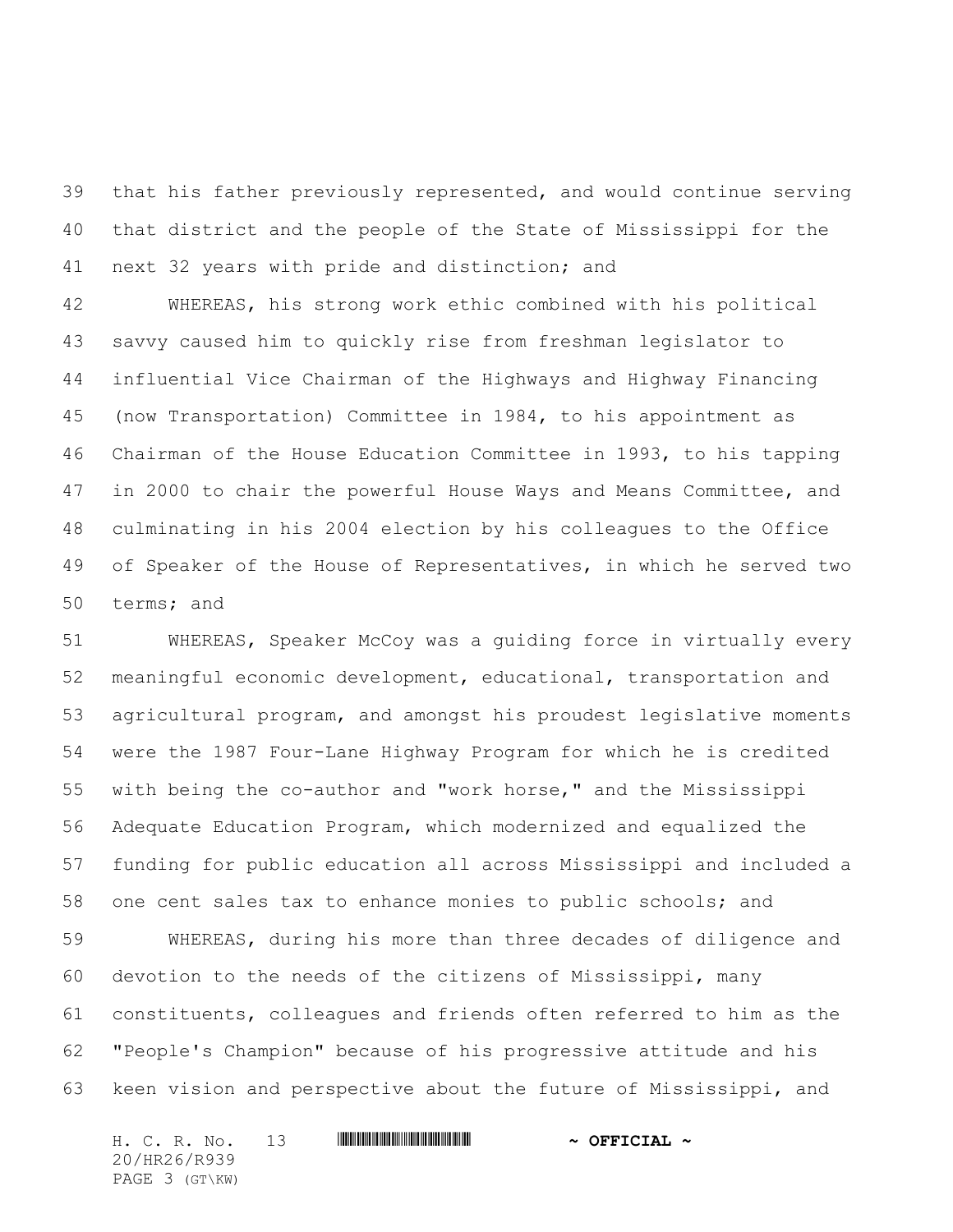that his father previously represented, and would continue serving that district and the people of the State of Mississippi for the next 32 years with pride and distinction; and

WHEREAS, his strong work ethic combined with his political savvy caused him to quickly rise from freshman legislator to influential Vice Chairman of the Highways and Highway Financing (now Transportation) Committee in 1984, to his appointment as Chairman of the House Education Committee in 1993, to his tapping in 2000 to chair the powerful House Ways and Means Committee, and culminating in his 2004 election by his colleagues to the Office of Speaker of the House of Representatives, in which he served two terms; and

WHEREAS, Speaker McCoy was a guiding force in virtually every meaningful economic development, educational, transportation and agricultural program, and amongst his proudest legislative moments were the 1987 Four-Lane Highway Program for which he is credited with being the co-author and "work horse," and the Mississippi Adequate Education Program, which modernized and equalized the funding for public education all across Mississippi and included a one cent sales tax to enhance monies to public schools; and

WHEREAS, during his more than three decades of diligence and devotion to the needs of the citizens of Mississippi, many constituents, colleagues and friends often referred to him as the "People's Champion" because of his progressive attitude and his keen vision and perspective about the future of Mississippi, and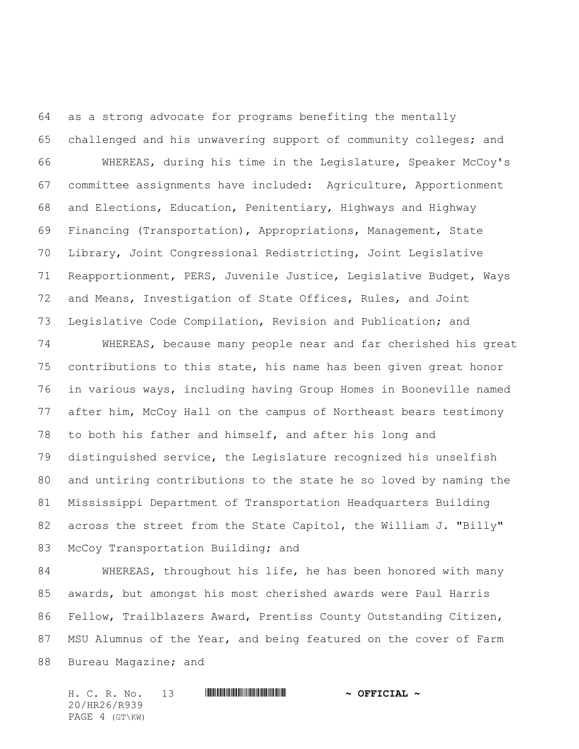as a strong advocate for programs benefiting the mentally challenged and his unwavering support of community colleges; and

WHEREAS, during his time in the Legislature, Speaker McCoy's committee assignments have included: Agriculture, Apportionment and Elections, Education, Penitentiary, Highways and Highway Financing (Transportation), Appropriations, Management, State Library, Joint Congressional Redistricting, Joint Legislative Reapportionment, PERS, Juvenile Justice, Legislative Budget, Ways and Means, Investigation of State Offices, Rules, and Joint Legislative Code Compilation, Revision and Publication; and

WHEREAS, because many people near and far cherished his great contributions to this state, his name has been given great honor in various ways, including having Group Homes in Booneville named after him, McCoy Hall on the campus of Northeast bears testimony to both his father and himself, and after his long and distinguished service, the Legislature recognized his unselfish and untiring contributions to the state he so loved by naming the Mississippi Department of Transportation Headquarters Building across the street from the State Capitol, the William J. "Billy" McCoy Transportation Building; and

WHEREAS, throughout his life, he has been honored with many awards, but amongst his most cherished awards were Paul Harris Fellow, Trailblazers Award, Prentiss County Outstanding Citizen, MSU Alumnus of the Year, and being featured on the cover of Farm Bureau Magazine; and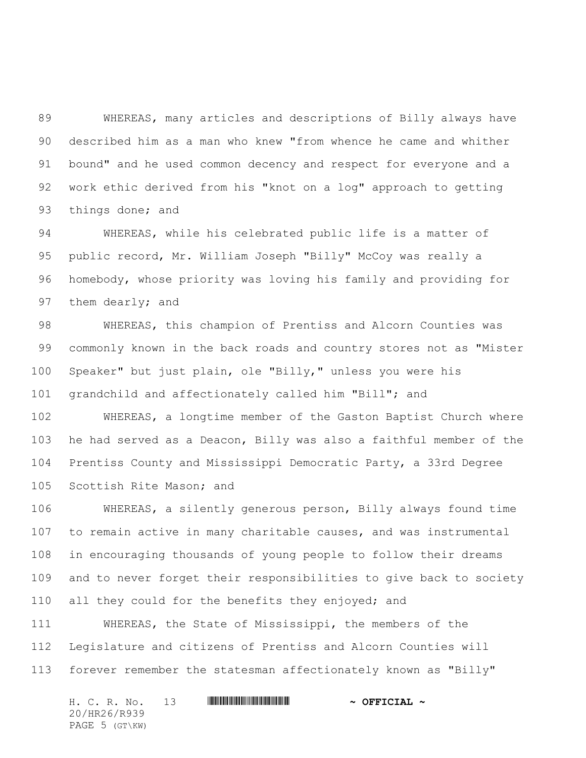WHEREAS, many articles and descriptions of Billy always have described him as a man who knew "from whence he came and whither bound" and he used common decency and respect for everyone and a work ethic derived from his "knot on a log" approach to getting things done; and

WHEREAS, while his celebrated public life is a matter of public record, Mr. William Joseph "Billy" McCoy was really a homebody, whose priority was loving his family and providing for them dearly; and

WHEREAS, this champion of Prentiss and Alcorn Counties was commonly known in the back roads and country stores not as "Mister Speaker" but just plain, ole "Billy," unless you were his grandchild and affectionately called him "Bill"; and

WHEREAS, a longtime member of the Gaston Baptist Church where he had served as a Deacon, Billy was also a faithful member of the Prentiss County and Mississippi Democratic Party, a 33rd Degree Scottish Rite Mason; and

WHEREAS, a silently generous person, Billy always found time to remain active in many charitable causes, and was instrumental in encouraging thousands of young people to follow their dreams and to never forget their responsibilities to give back to society all they could for the benefits they enjoyed; and

WHEREAS, the State of Mississippi, the members of the Legislature and citizens of Prentiss and Alcorn Counties will forever remember the statesman affectionately known as "Billy"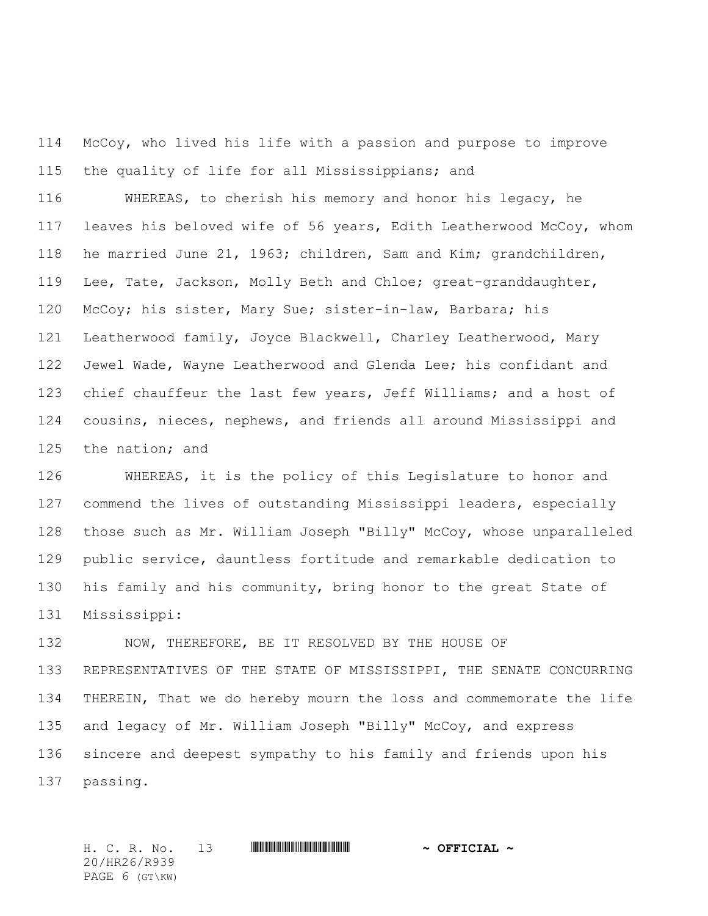McCoy, who lived his life with a passion and purpose to improve the quality of life for all Mississippians; and

WHEREAS, to cherish his memory and honor his legacy, he leaves his beloved wife of 56 years, Edith Leatherwood McCoy, whom he married June 21, 1963; children, Sam and Kim; grandchildren, Lee, Tate, Jackson, Molly Beth and Chloe; great-granddaughter, McCoy; his sister, Mary Sue; sister-in-law, Barbara; his Leatherwood family, Joyce Blackwell, Charley Leatherwood, Mary Jewel Wade, Wayne Leatherwood and Glenda Lee; his confidant and chief chauffeur the last few years, Jeff Williams; and a host of cousins, nieces, nephews, and friends all around Mississippi and the nation; and

WHEREAS, it is the policy of this Legislature to honor and commend the lives of outstanding Mississippi leaders, especially those such as Mr. William Joseph "Billy" McCoy, whose unparalleled public service, dauntless fortitude and remarkable dedication to his family and his community, bring honor to the great State of Mississippi:

NOW, THEREFORE, BE IT RESOLVED BY THE HOUSE OF REPRESENTATIVES OF THE STATE OF MISSISSIPPI, THE SENATE CONCURRING THEREIN, That we do hereby mourn the loss and commemorate the life and legacy of Mr. William Joseph "Billy" McCoy, and express sincere and deepest sympathy to his family and friends upon his passing.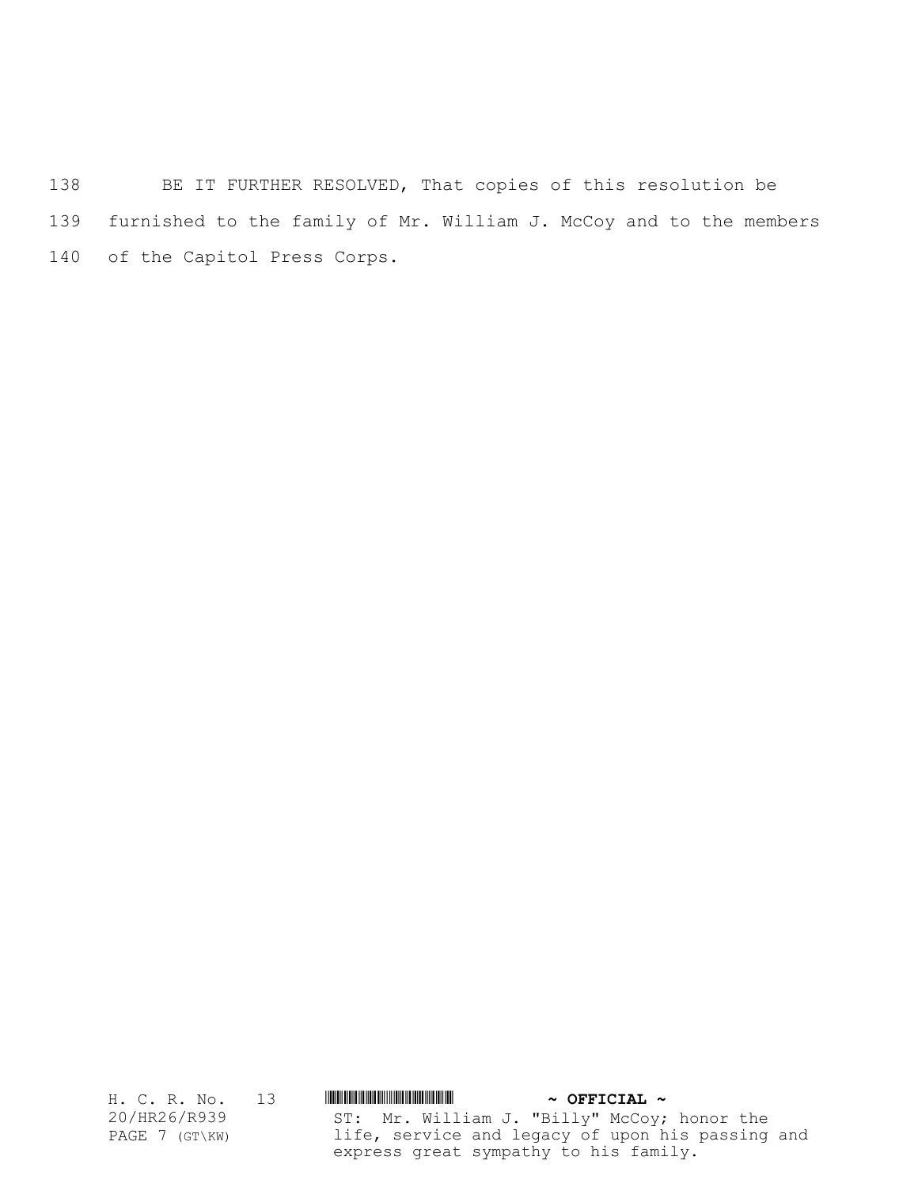138 BE IT FURTHER RESOLVED, That copies of this resolution be
139 furnished to the family of Mr. William J. McCoy and to the members
140 of the Capitol Press Corps.

H. C. R. No. 13 **~ OFFICIAL ~**
20/HR26/R939
PAGE 7 (GT\KW)

ST: Mr. William J. "Billy" McCoy; honor the life, service and legacy of upon his passing and express great sympathy to his family.